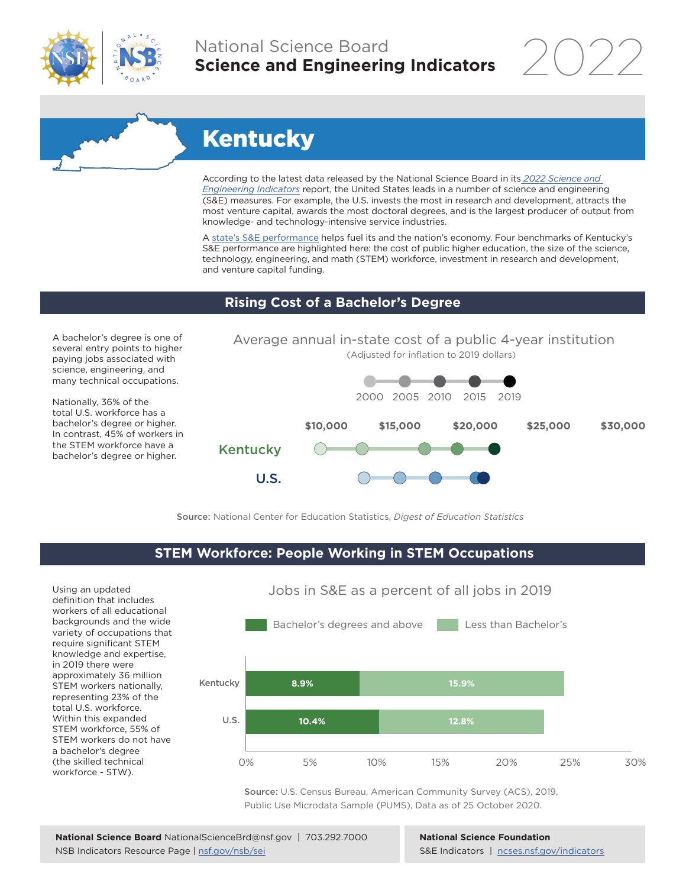National Science Board
**Science and Engineering Indicators** 2022

# Kentucky

According to the latest data released by the National Science Board in its *2022 Science and Engineering Indicators* report, the United States leads in a number of science and engineering (S&E) measures. For example, the U.S. invests the most in research and development, attracts the most venture capital, awards the most doctoral degrees, and is the largest producer of output from knowledge- and technology-intensive service industries.

A state's S&E performance helps fuel its and the nation's economy. Four benchmarks of Kentucky's S&E performance are highlighted here: the cost of public higher education, the size of the science, technology, engineering, and math (STEM) workforce, investment in research and development, and venture capital funding.

## Rising Cost of a Bachelor's Degree

A bachelor's degree is one of several entry points to higher paying jobs associated with science, engineering, and many technical occupations.

Nationally, 36% of the total U.S. workforce has a bachelor's degree or higher. In contrast, 45% of workers in the STEM workforce have a bachelor's degree or higher.

Average annual in-state cost of a public 4-year institution
(Adjusted for inflation to 2019 dollars)

2000 2005 2010 2015 2019

$10,000 $15,000 $20,000 $25,000 $30,000

Kentucky

U.S.

**Source:** National Center for Education Statistics, *Digest of Education Statistics*

## STEM Workforce: People Working in STEM Occupations

Using an updated definition that includes workers of all educational backgrounds and the wide variety of occupations that require significant STEM knowledge and expertise, in 2019 there were approximately 36 million STEM workers nationally, representing 23% of the total U.S. workforce. Within this expanded STEM workforce, 55% of STEM workers do not have a bachelor's degree (the skilled technical workforce - STW).

Jobs in S&E as a percent of all jobs in 2019

| | Bachelor's degrees and above | Less than Bachelor's |
|---|---|---|
| Kentucky | 8.9% | 15.9% |
| U.S. | 10.4% | 12.8% |

**Source:** U.S. Census Bureau, American Community Survey (ACS), 2019, Public Use Microdata Sample (PUMS), Data as of 25 October 2020.

**National Science Board** NationalScienceBrd@nsf.gov | 703.292.7000
NSB Indicators Resource Page | nsf.gov/nsb/sei

**National Science Foundation**
S&E Indicators | ncses.nsf.gov/indicators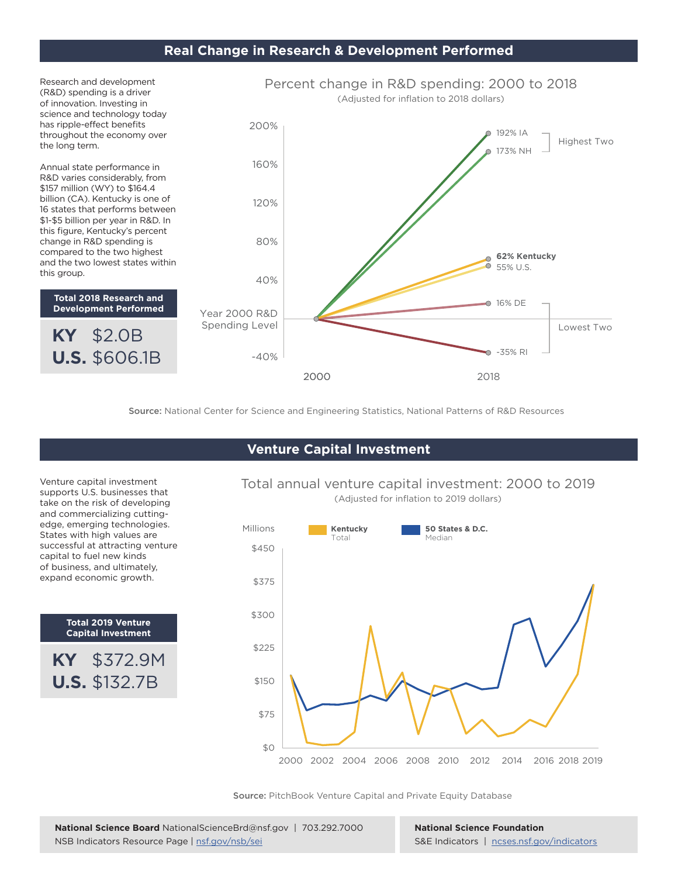## Real Change in Research & Development Performed

Research and development (R&D) spending is a driver of innovation. Investing in science and technology today has ripple-effect benefits throughout the economy over the long term.

Annual state performance in R&D varies considerably, from $157 million (WY) to $164.4 billion (CA). Kentucky is one of 16 states that performs between $1-$5 billion per year in R&D. In this figure, Kentucky's percent change in R&D spending is compared to the two highest and the two lowest states within this group.

**Total 2018 Research and Development Performed**

**KY** $2.0B
**U.S.** $606.1B

Percent change in R&D spending: 2000 to 2018
(Adjusted for inflation to 2018 dollars)

200%
160%
120%
80%
40%
Year 2000 R&D Spending Level
-40%
2000
2018
192% IA
173% NH
Highest Two
**62% Kentucky**
55% U.S.
16% DE
-35% RI
Lowest Two

**Source:** National Center for Science and Engineering Statistics, National Patterns of R&D Resources

## Venture Capital Investment

Venture capital investment supports U.S. businesses that take on the risk of developing and commercializing cutting-edge, emerging technologies. States with high values are successful at attracting venture capital to fuel new kinds of business, and ultimately, expand economic growth.

**Total 2019 Venture Capital Investment**

**KY** $372.9M
**U.S.** $132.7B

Total annual venture capital investment: 2000 to 2019
(Adjusted for inflation to 2019 dollars)

Millions
**Kentucky** Total
**50 States & D.C.** Median
$450
$375
$300
$225
$150
$75
$0
2000 2002 2004 2006 2008 2010 2012 2014 2016 2018 2019

**Source:** PitchBook Venture Capital and Private Equity Database

**National Science Board** NationalScienceBrd@nsf.gov | 703.292.7000
NSB Indicators Resource Page | nsf.gov/nsb/sei

**National Science Foundation**
S&E Indicators | ncses.nsf.gov/indicators